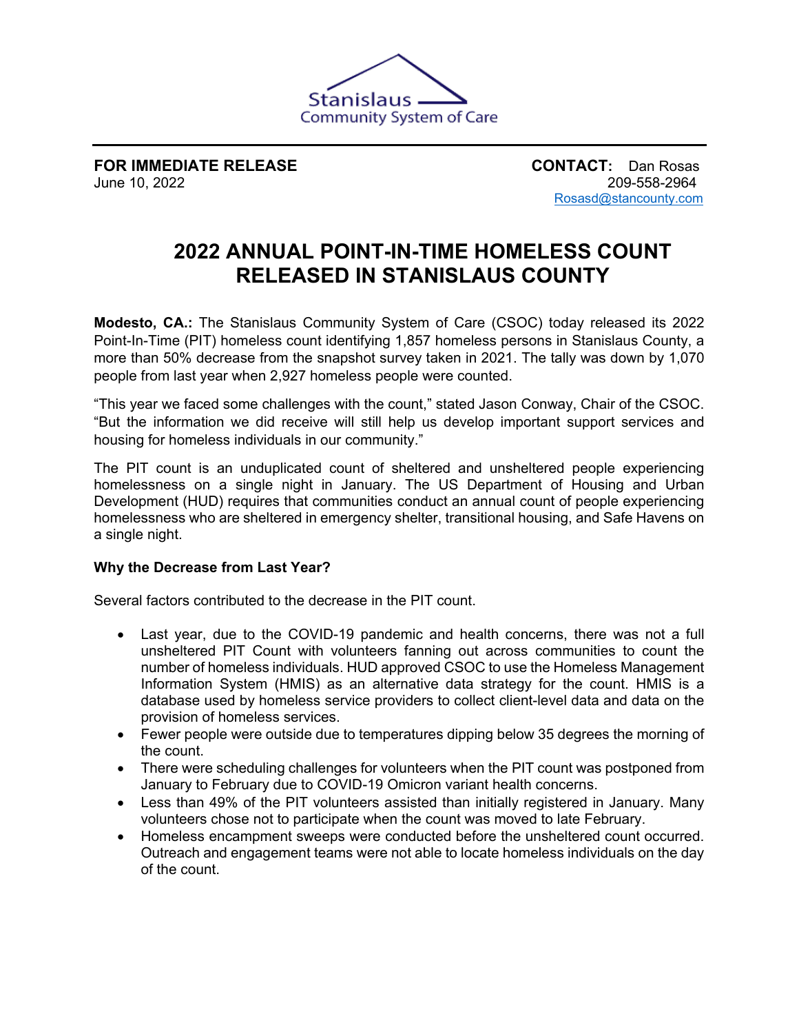Stanislaus Community System of Care

**FOR IMMEDIATE RELEASE**
June 10, 2022

**CONTACT:** Dan Rosas
209-558-2964
Rosasd@stancounty.com

# 2022 ANNUAL POINT-IN-TIME HOMELESS COUNT RELEASED IN STANISLAUS COUNTY

**Modesto, CA.:** The Stanislaus Community System of Care (CSOC) today released its 2022 Point-In-Time (PIT) homeless count identifying 1,857 homeless persons in Stanislaus County, a more than 50% decrease from the snapshot survey taken in 2021. The tally was down by 1,070 people from last year when 2,927 homeless people were counted.

"This year we faced some challenges with the count," stated Jason Conway, Chair of the CSOC. "But the information we did receive will still help us develop important support services and housing for homeless individuals in our community."

The PIT count is an unduplicated count of sheltered and unsheltered people experiencing homelessness on a single night in January. The US Department of Housing and Urban Development (HUD) requires that communities conduct an annual count of people experiencing homelessness who are sheltered in emergency shelter, transitional housing, and Safe Havens on a single night.

**Why the Decrease from Last Year?**

Several factors contributed to the decrease in the PIT count.

- Last year, due to the COVID-19 pandemic and health concerns, there was not a full unsheltered PIT Count with volunteers fanning out across communities to count the number of homeless individuals. HUD approved CSOC to use the Homeless Management Information System (HMIS) as an alternative data strategy for the count. HMIS is a database used by homeless service providers to collect client-level data and data on the provision of homeless services.
- Fewer people were outside due to temperatures dipping below 35 degrees the morning of the count.
- There were scheduling challenges for volunteers when the PIT count was postponed from January to February due to COVID-19 Omicron variant health concerns.
- Less than 49% of the PIT volunteers assisted than initially registered in January. Many volunteers chose not to participate when the count was moved to late February.
- Homeless encampment sweeps were conducted before the unsheltered count occurred. Outreach and engagement teams were not able to locate homeless individuals on the day of the count.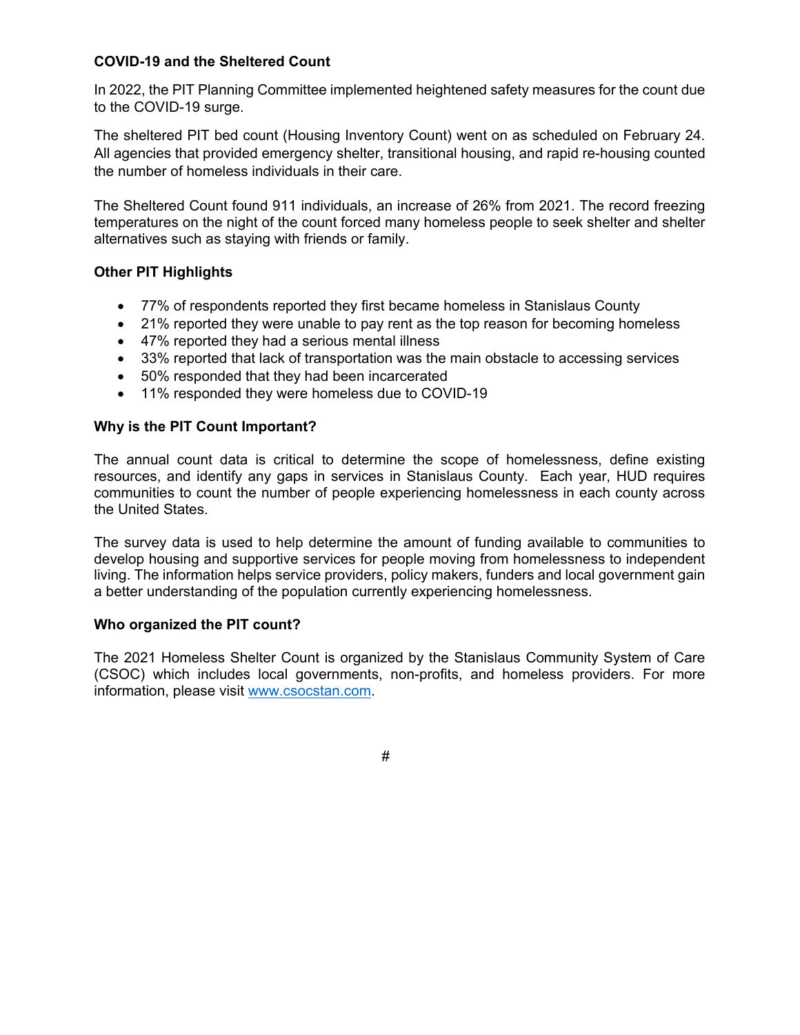**COVID-19 and the Sheltered Count**

In 2022, the PIT Planning Committee implemented heightened safety measures for the count due to the COVID-19 surge.

The sheltered PIT bed count (Housing Inventory Count) went on as scheduled on February 24. All agencies that provided emergency shelter, transitional housing, and rapid re-housing counted the number of homeless individuals in their care.

The Sheltered Count found 911 individuals, an increase of 26% from 2021. The record freezing temperatures on the night of the count forced many homeless people to seek shelter and shelter alternatives such as staying with friends or family.

**Other PIT Highlights**

- 77% of respondents reported they first became homeless in Stanislaus County
- 21% reported they were unable to pay rent as the top reason for becoming homeless
- 47% reported they had a serious mental illness
- 33% reported that lack of transportation was the main obstacle to accessing services
- 50% responded that they had been incarcerated
- 11% responded they were homeless due to COVID-19

**Why is the PIT Count Important?**

The annual count data is critical to determine the scope of homelessness, define existing resources, and identify any gaps in services in Stanislaus County. Each year, HUD requires communities to count the number of people experiencing homelessness in each county across the United States.

The survey data is used to help determine the amount of funding available to communities to develop housing and supportive services for people moving from homelessness to independent living. The information helps service providers, policy makers, funders and local government gain a better understanding of the population currently experiencing homelessness.

**Who organized the PIT count?**

The 2021 Homeless Shelter Count is organized by the Stanislaus Community System of Care (CSOC) which includes local governments, non-profits, and homeless providers. For more information, please visit www.csocstan.com.

#